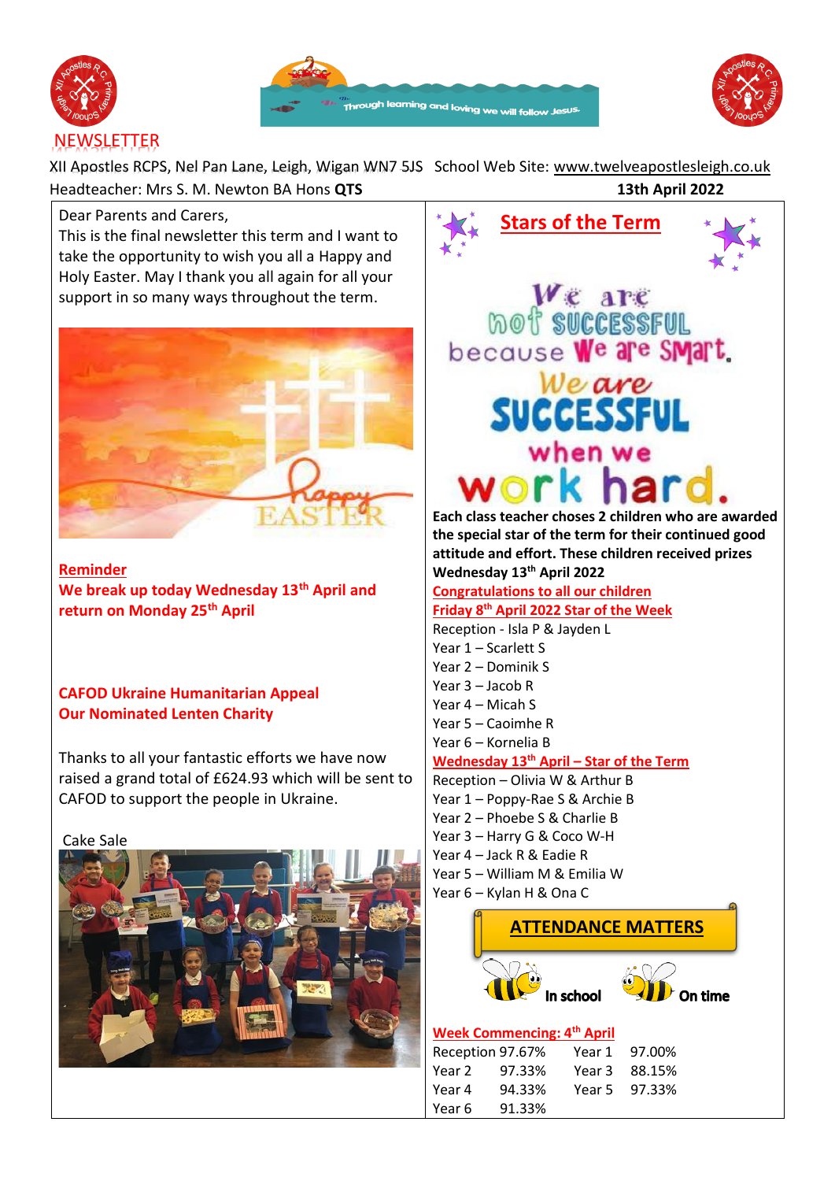# NEWSLETTER

XII Apostles RCPS, Nel Pan Lane, Leigh, Wigan WN7 5JS School Web Site: www.twelveapostlesleigh.co.uk

Headteacher: Mrs S. M. Newton BA Hons **QTS** **13th April 2022**

Dear Parents and Carers,

This is the final newsletter this term and I want to take the opportunity to wish you all a Happy and Holy Easter. May I thank you all again for your support in so many ways throughout the term.

**Reminder**

**We break up today Wednesday 13th April and return on Monday 25th April**

**CAFOD Ukraine Humanitarian Appeal**
**Our Nominated Lenten Charity**

Thanks to all your fantastic efforts we have now raised a grand total of £624.93 which will be sent to CAFOD to support the people in Ukraine.

Cake Sale

## Stars of the Term

We are not SUCCESSFUL because We are Smart. We are SUCCESSFUL when we work hard.

**Each class teacher choses 2 children who are awarded the special star of the term for their continued good attitude and effort. These children received prizes Wednesday 13th April 2022**

**Congratulations to all our children**

**Friday 8th April 2022 Star of the Week**

- Reception - Isla P & Jayden L
- Year 1 – Scarlett S
- Year 2 – Dominik S
- Year 3 – Jacob R
- Year 4 – Micah S
- Year 5 – Caoimhe R
- Year 6 – Kornelia B

**Wednesday 13th April – Star of the Term**

- Reception – Olivia W & Arthur B
- Year 1 – Poppy-Rae S & Archie B
- Year 2 – Phoebe S & Charlie B
- Year 3 – Harry G & Coco W-H
- Year 4 – Jack R & Eadie R
- Year 5 – William M & Emilia W
- Year 6 – Kylan H & Ona C

## ATTENDANCE MATTERS

In school On time

**Week Commencing: 4th April**

| | | | |
|---|---|---|---|
| Reception | 97.67% | Year 1 | 97.00% |
| Year 2 | 97.33% | Year 3 | 88.15% |
| Year 4 | 94.33% | Year 5 | 97.33% |
| Year 6 | 91.33% | | |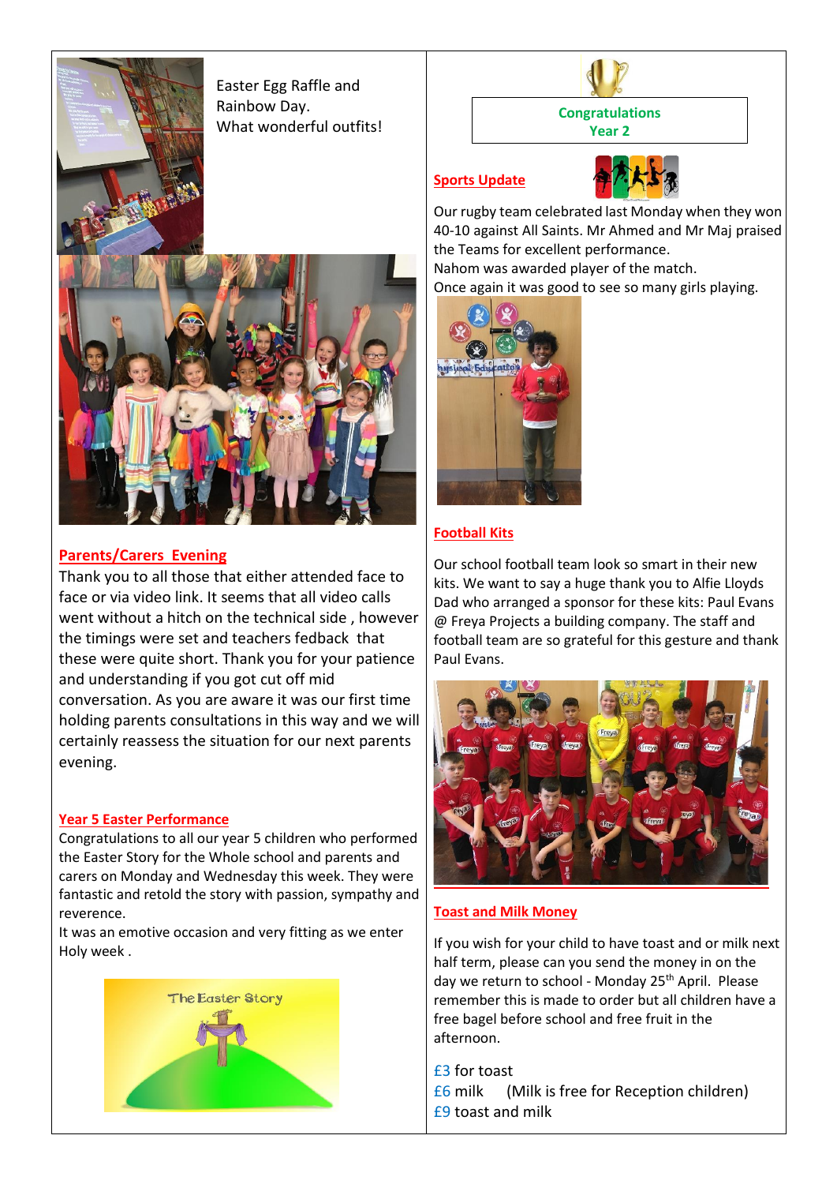Easter Egg Raffle and Rainbow Day.
What wonderful outfits!

## Parents/Carers Evening

Thank you to all those that either attended face to face or via video link. It seems that all video calls went without a hitch on the technical side , however the timings were set and teachers fedback that these were quite short. Thank you for your patience and understanding if you got cut off mid conversation. As you are aware it was our first time holding parents consultations in this way and we will certainly reassess the situation for our next parents evening.

## Year 5 Easter Performance

Congratulations to all our year 5 children who performed the Easter Story for the Whole school and parents and carers on Monday and Wednesday this week. They were fantastic and retold the story with passion, sympathy and reverence.
It was an emotive occasion and very fitting as we enter Holy week .

**Congratulations**
**Year 2**

## Sports Update

Our rugby team celebrated last Monday when they won 40-10 against All Saints. Mr Ahmed and Mr Maj praised the Teams for excellent performance.
Nahom was awarded player of the match.
Once again it was good to see so many girls playing.

## Football Kits

Our school football team look so smart in their new kits. We want to say a huge thank you to Alfie Lloyds Dad who arranged a sponsor for these kits: Paul Evans @ Freya Projects a building company. The staff and football team are so grateful for this gesture and thank Paul Evans.

## Toast and Milk Money

If you wish for your child to have toast and or milk next half term, please can you send the money in on the day we return to school - Monday 25th April. Please remember this is made to order but all children have a free bagel before school and free fruit in the afternoon.

£3 for toast
£6 milk (Milk is free for Reception children)
£9 toast and milk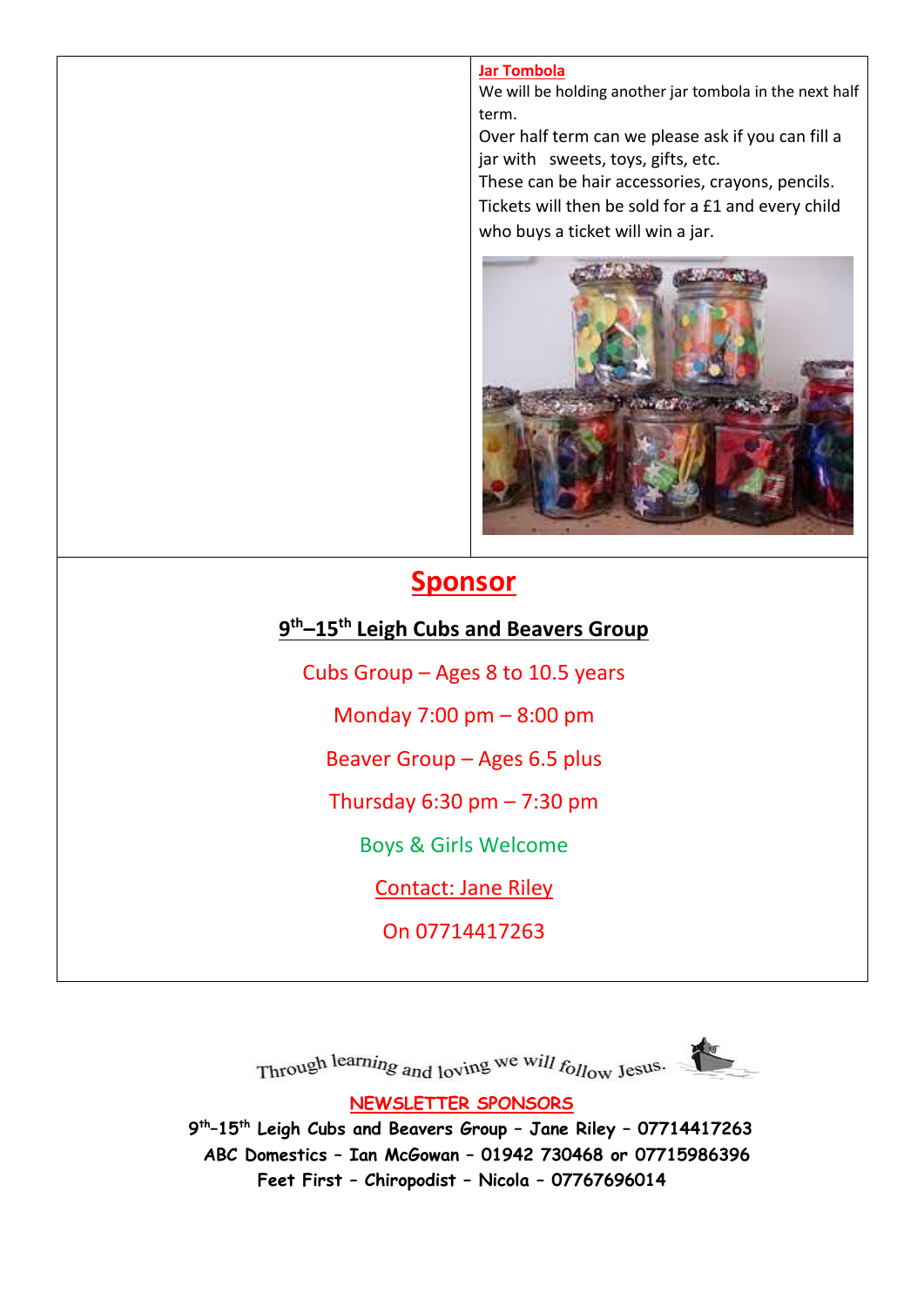**Jar Tombola**

We will be holding another jar tombola in the next half term.

Over half term can we please ask if you can fill a jar with sweets, toys, gifts, etc.

These can be hair accessories, crayons, pencils.

Tickets will then be sold for a £1 and every child who buys a ticket will win a jar.

## Sponsor

**9th–15th Leigh Cubs and Beavers Group**

Cubs Group – Ages 8 to 10.5 years

Monday 7:00 pm – 8:00 pm

Beaver Group – Ages 6.5 plus

Thursday 6:30 pm – 7:30 pm

Boys & Girls Welcome

Contact: Jane Riley

On 07714417263

Through learning and loving we will follow Jesus.

**NEWSLETTER SPONSORS**

**9th–15th Leigh Cubs and Beavers Group – Jane Riley – 07714417263**

**ABC Domestics – Ian McGowan – 01942 730468 or 07715986396**

**Feet First – Chiropodist – Nicola – 07767696014**